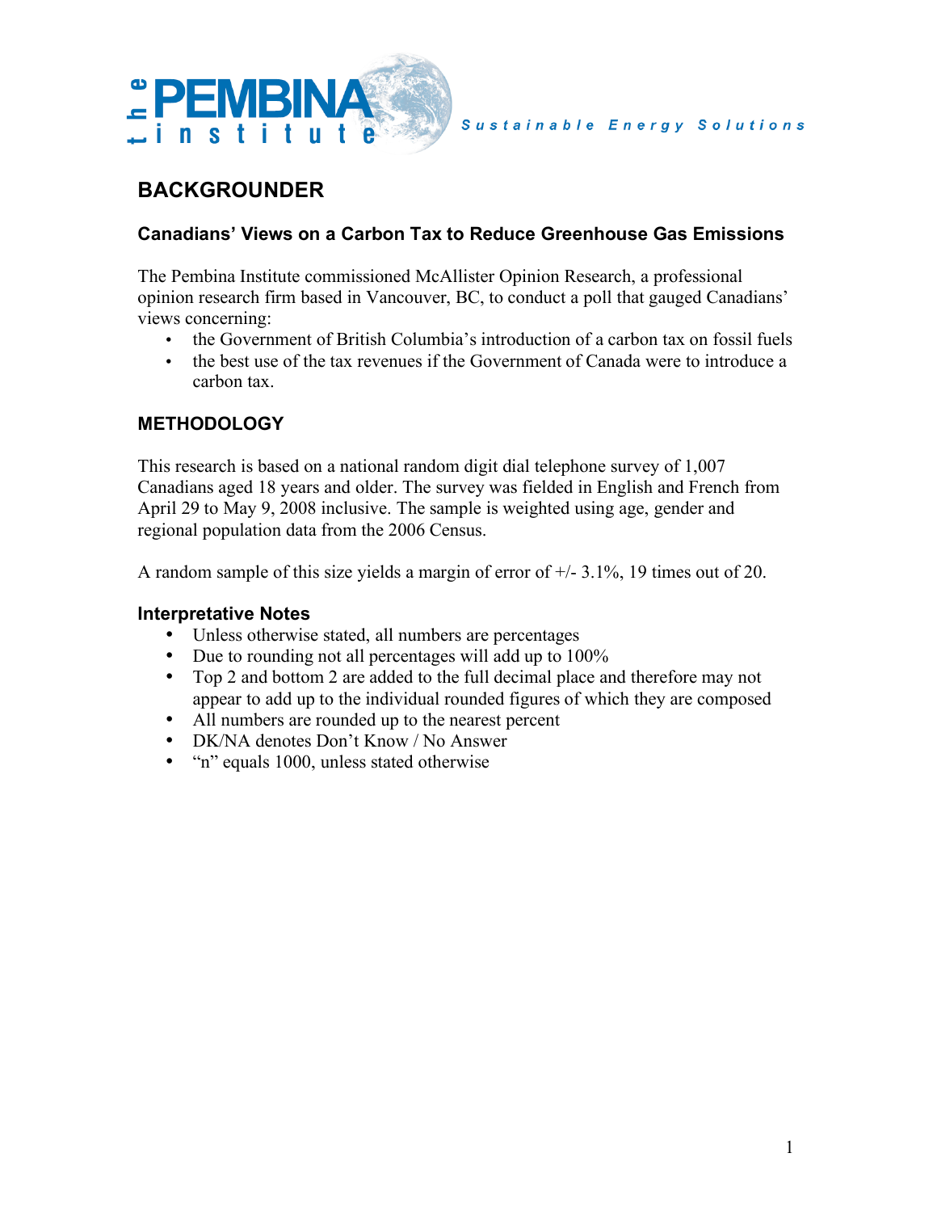the PEMBINA institute

*Sustainable Energy Solutions*

# BACKGROUNDER

### Canadians' Views on a Carbon Tax to Reduce Greenhouse Gas Emissions

The Pembina Institute commissioned McAllister Opinion Research, a professional opinion research firm based in Vancouver, BC, to conduct a poll that gauged Canadians' views concerning:

- the Government of British Columbia's introduction of a carbon tax on fossil fuels
- the best use of the tax revenues if the Government of Canada were to introduce a carbon tax.

## METHODOLOGY

This research is based on a national random digit dial telephone survey of 1,007 Canadians aged 18 years and older. The survey was fielded in English and French from April 29 to May 9, 2008 inclusive. The sample is weighted using age, gender and regional population data from the 2006 Census.

A random sample of this size yields a margin of error of +/- 3.1%, 19 times out of 20.

### Interpretative Notes

- Unless otherwise stated, all numbers are percentages
- Due to rounding not all percentages will add up to 100%
- Top 2 and bottom 2 are added to the full decimal place and therefore may not appear to add up to the individual rounded figures of which they are composed
- All numbers are rounded up to the nearest percent
- DK/NA denotes Don't Know / No Answer
- "n" equals 1000, unless stated otherwise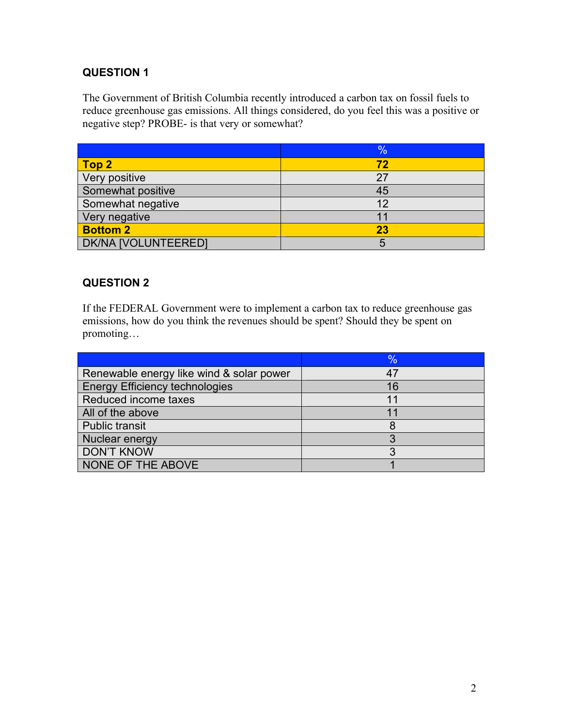## QUESTION 1

The Government of British Columbia recently introduced a carbon tax on fossil fuels to reduce greenhouse gas emissions. All things considered, do you feel this was a positive or negative step? PROBE- is that very or somewhat?

| | % |
|---|---|
| **Top 2** | **72** |
| Very positive | 27 |
| Somewhat positive | 45 |
| Somewhat negative | 12 |
| Very negative | 11 |
| **Bottom 2** | **23** |
| DK/NA [VOLUNTEERED] | 5 |

## QUESTION 2

If the FEDERAL Government were to implement a carbon tax to reduce greenhouse gas emissions, how do you think the revenues should be spent? Should they be spent on promoting…

| | % |
|---|---|
| Renewable energy like wind & solar power | 47 |
| Energy Efficiency technologies | 16 |
| Reduced income taxes | 11 |
| All of the above | 11 |
| Public transit | 8 |
| Nuclear energy | 3 |
| DON'T KNOW | 3 |
| NONE OF THE ABOVE | 1 |